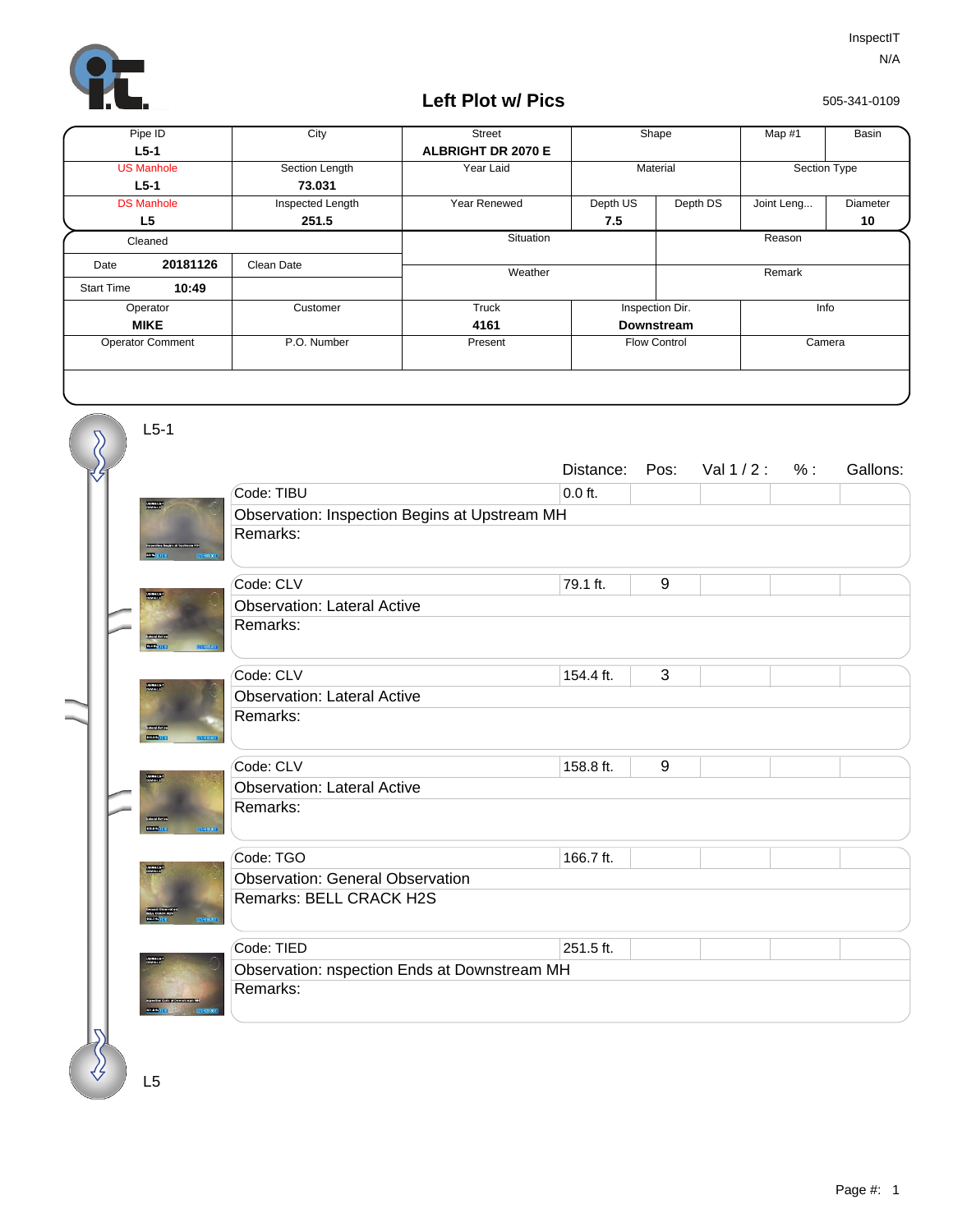InspectIT
N/A

# Left Plot w/ Pics

505-341-0109

| Pipe ID | City | Street | Shape | Map #1 | Basin |
|---|---|---|---|---|---|
| **L5-1** | | **ALBRIGHT DR 2070 E** | | | |
| US Manhole | Section Length | Year Laid | Material | Section Type | |
| **L5-1** | **73.031** | | | | |
| DS Manhole | Inspected Length | Year Renewed | Depth US / Depth DS | Joint Leng... | Diameter |
| **L5** | **251.5** | | **7.5** / | | **10** |

| Cleaned | | Situation | Reason |
|---|---|---|---|
| Date **20181126** | Clean Date | Weather | Remark |
| Start Time **10:49** | | | |
| Operator | Customer | Truck | Inspection Dir. | Info |
| **MIKE** | | **4161** | **Downstream** | |
| Operator Comment | P.O. Number | Present | Flow Control | Camera |

L5-1

| Code | Observation | Remarks | Distance: | Pos: | Val 1 / 2 : | % : | Gallons: |
|---|---|---|---|---|---|---|---|
| TIBU | Inspection Begins at Upstream MH | | 0.0 ft. | | | | |
| CLV | Lateral Active | | 79.1 ft. | 9 | | | |
| CLV | Lateral Active | | 154.4 ft. | 3 | | | |
| CLV | Lateral Active | | 158.8 ft. | 9 | | | |
| TGO | General Observation | BELL CRACK H2S | 166.7 ft. | | | | |
| TIED | nspection Ends at Downstream MH | | 251.5 ft. | | | | |

L5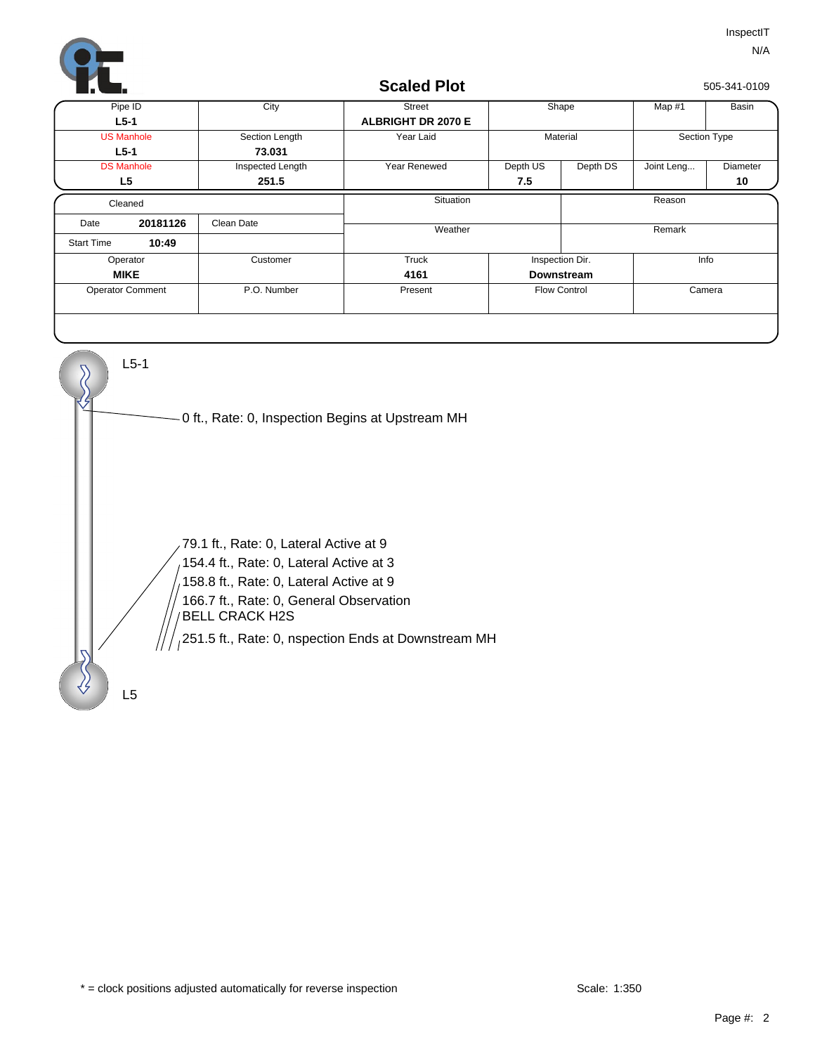InspectIT

N/A

# Scaled Plot

505-341-0109

| Pipe ID | City | Street | Shape | | Map #1 | Basin |
|---|---|---|---|---|---|---|
| **L5-1** | | **ALBRIGHT DR 2070 E** | | | | |
| US Manhole | Section Length | Year Laid | Material | | Section Type | |
| **L5-1** | **73.031** | | | | | |
| DS Manhole | Inspected Length | Year Renewed | Depth US | Depth DS | Joint Leng... | Diameter |
| **L5** | **251.5** | | **7.5** | | | **10** |

| Cleaned | | Situation | Reason |
|---|---|---|---|
| Date **20181126** | Clean Date | Weather | Remark |
| Start Time **10:49** | | | |
| Operator | Customer | Truck | Inspection Dir. | Info |
| **MIKE** | | **4161** | **Downstream** | |
| Operator Comment | P.O. Number | Present | Flow Control | Camera |

L5-1

0 ft., Rate: 0, Inspection Begins at Upstream MH

79.1 ft., Rate: 0, Lateral Active at 9

154.4 ft., Rate: 0, Lateral Active at 3

158.8 ft., Rate: 0, Lateral Active at 9

166.7 ft., Rate: 0, General Observation
BELL CRACK H2S

251.5 ft., Rate: 0, nspection Ends at Downstream MH

L5

* = clock positions adjusted automatically for reverse inspection

Scale: 1:350